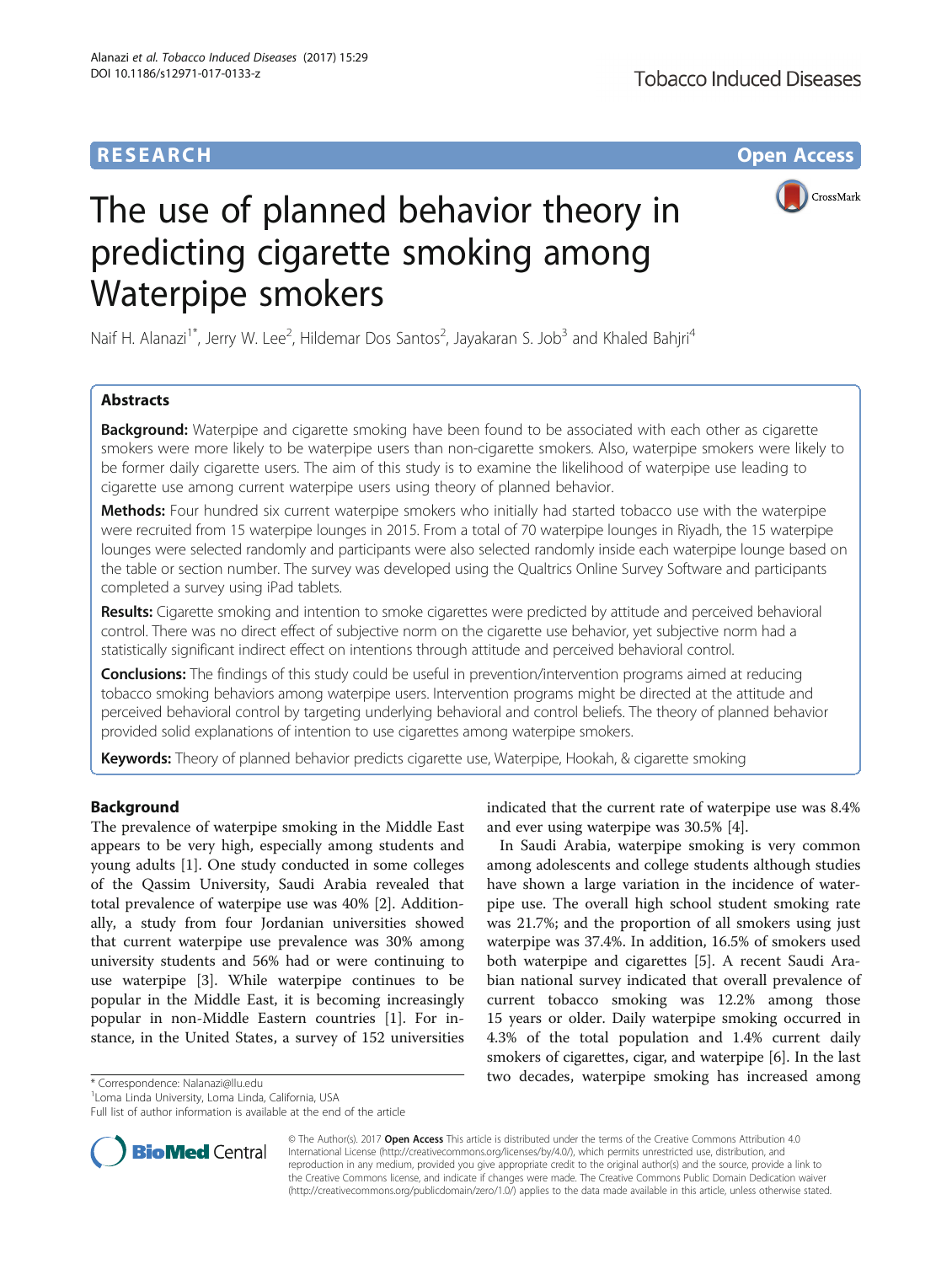# RESEARCH

# The use of planned behavior theory in predicting cigarette smoking among Waterpipe smokers

Naif H. Alanazi[1*], Jerry W. Lee[2], Hildemar Dos Santos[2], Jayakaran S. Job[3] and Khaled Bahjri[4]

## Abstracts

**Background:** Waterpipe and cigarette smoking have been found to be associated with each other as cigarette smokers were more likely to be waterpipe users than non-cigarette smokers. Also, waterpipe smokers were likely to be former daily cigarette users. The aim of this study is to examine the likelihood of waterpipe use leading to cigarette use among current waterpipe users using theory of planned behavior.

**Methods:** Four hundred six current waterpipe smokers who initially had started tobacco use with the waterpipe were recruited from 15 waterpipe lounges in 2015. From a total of 70 waterpipe lounges in Riyadh, the 15 waterpipe lounges were selected randomly and participants were also selected randomly inside each waterpipe lounge based on the table or section number. The survey was developed using the Qualtrics Online Survey Software and participants completed a survey using iPad tablets.

**Results:** Cigarette smoking and intention to smoke cigarettes were predicted by attitude and perceived behavioral control. There was no direct effect of subjective norm on the cigarette use behavior, yet subjective norm had a statistically significant indirect effect on intentions through attitude and perceived behavioral control.

**Conclusions:** The findings of this study could be useful in prevention/intervention programs aimed at reducing tobacco smoking behaviors among waterpipe users. Intervention programs might be directed at the attitude and perceived behavioral control by targeting underlying behavioral and control beliefs. The theory of planned behavior provided solid explanations of intention to use cigarettes among waterpipe smokers.

**Keywords:** Theory of planned behavior predicts cigarette use, Waterpipe, Hookah, & cigarette smoking

## Background

The prevalence of waterpipe smoking in the Middle East appears to be very high, especially among students and young adults [1]. One study conducted in some colleges of the Qassim University, Saudi Arabia revealed that total prevalence of waterpipe use was 40% [2]. Additionally, a study from four Jordanian universities showed that current waterpipe use prevalence was 30% among university students and 56% had or were continuing to use waterpipe [3]. While waterpipe continues to be popular in the Middle East, it is becoming increasingly popular in non-Middle Eastern countries [1]. For instance, in the United States, a survey of 152 universities indicated that the current rate of waterpipe use was 8.4% and ever using waterpipe was 30.5% [4].

In Saudi Arabia, waterpipe smoking is very common among adolescents and college students although studies have shown a large variation in the incidence of waterpipe use. The overall high school student smoking rate was 21.7%; and the proportion of all smokers using just waterpipe was 37.4%. In addition, 16.5% of smokers used both waterpipe and cigarettes [5]. A recent Saudi Arabian national survey indicated that overall prevalence of current tobacco smoking was 12.2% among those 15 years or older. Daily waterpipe smoking occurred in 4.3% of the total population and 1.4% current daily smokers of cigarettes, cigar, and waterpipe [6]. In the last two decades, waterpipe smoking has increased among

\* Correspondence: Nalanazi@llu.edu
[1]Loma Linda University, Loma Linda, California, USA
Full list of author information is available at the end of the article

© The Author(s). 2017 **Open Access** This article is distributed under the terms of the Creative Commons Attribution 4.0 International License (http://creativecommons.org/licenses/by/4.0/), which permits unrestricted use, distribution, and reproduction in any medium, provided you give appropriate credit to the original author(s) and the source, provide a link to the Creative Commons license, and indicate if changes were made. The Creative Commons Public Domain Dedication waiver (http://creativecommons.org/publicdomain/zero/1.0/) applies to the data made available in this article, unless otherwise stated.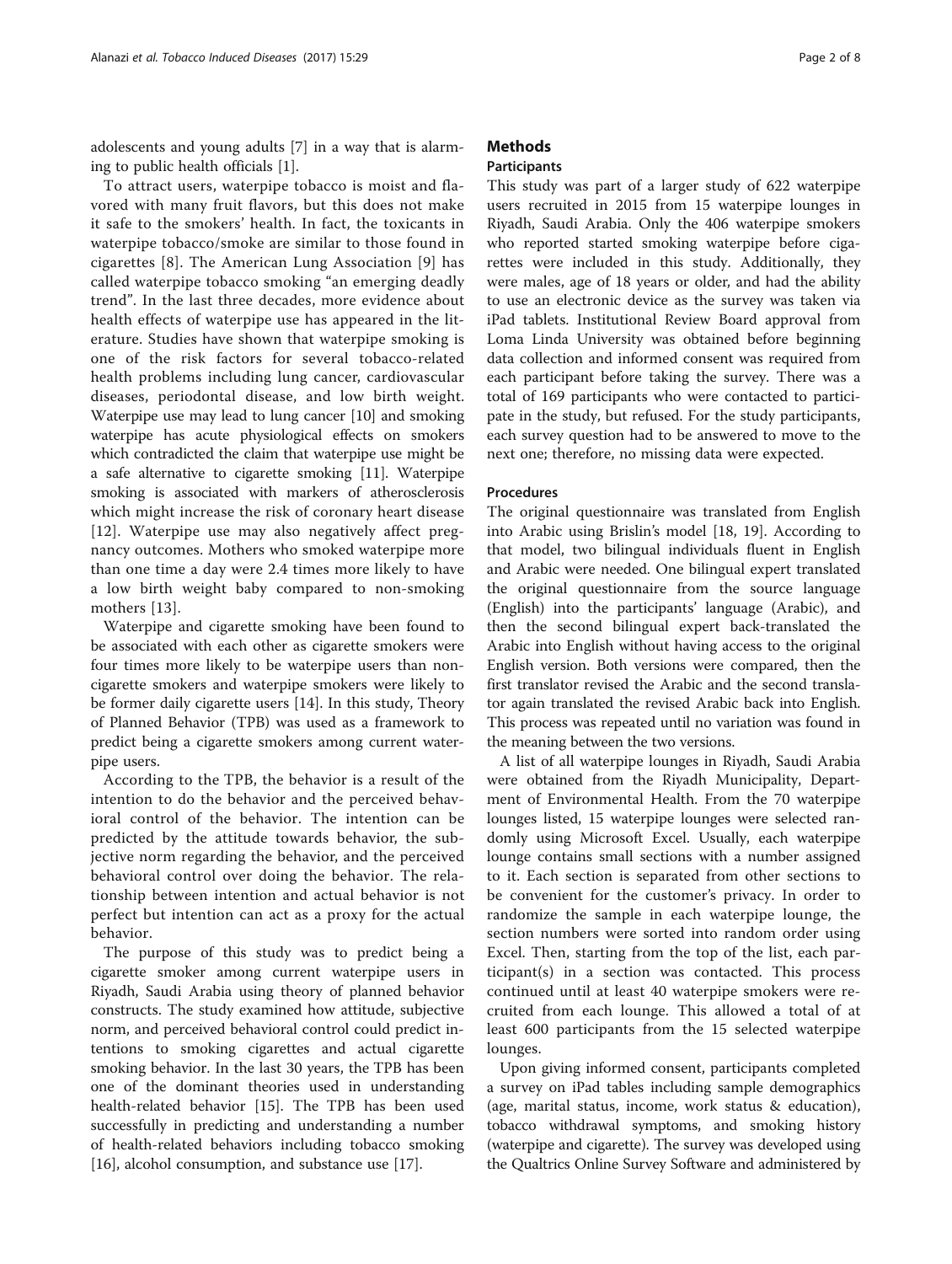adolescents and young adults [7] in a way that is alarming to public health officials [1].

To attract users, waterpipe tobacco is moist and flavored with many fruit flavors, but this does not make it safe to the smokers' health. In fact, the toxicants in waterpipe tobacco/smoke are similar to those found in cigarettes [8]. The American Lung Association [9] has called waterpipe tobacco smoking "an emerging deadly trend". In the last three decades, more evidence about health effects of waterpipe use has appeared in the literature. Studies have shown that waterpipe smoking is one of the risk factors for several tobacco-related health problems including lung cancer, cardiovascular diseases, periodontal disease, and low birth weight. Waterpipe use may lead to lung cancer [10] and smoking waterpipe has acute physiological effects on smokers which contradicted the claim that waterpipe use might be a safe alternative to cigarette smoking [11]. Waterpipe smoking is associated with markers of atherosclerosis which might increase the risk of coronary heart disease [12]. Waterpipe use may also negatively affect pregnancy outcomes. Mothers who smoked waterpipe more than one time a day were 2.4 times more likely to have a low birth weight baby compared to non-smoking mothers [13].

Waterpipe and cigarette smoking have been found to be associated with each other as cigarette smokers were four times more likely to be waterpipe users than non-cigarette smokers and waterpipe smokers were likely to be former daily cigarette users [14]. In this study, Theory of Planned Behavior (TPB) was used as a framework to predict being a cigarette smokers among current waterpipe users.

According to the TPB, the behavior is a result of the intention to do the behavior and the perceived behavioral control of the behavior. The intention can be predicted by the attitude towards behavior, the subjective norm regarding the behavior, and the perceived behavioral control over doing the behavior. The relationship between intention and actual behavior is not perfect but intention can act as a proxy for the actual behavior.

The purpose of this study was to predict being a cigarette smoker among current waterpipe users in Riyadh, Saudi Arabia using theory of planned behavior constructs. The study examined how attitude, subjective norm, and perceived behavioral control could predict intentions to smoking cigarettes and actual cigarette smoking behavior. In the last 30 years, the TPB has been one of the dominant theories used in understanding health-related behavior [15]. The TPB has been used successfully in predicting and understanding a number of health-related behaviors including tobacco smoking [16], alcohol consumption, and substance use [17].

## Methods

### Participants

This study was part of a larger study of 622 waterpipe users recruited in 2015 from 15 waterpipe lounges in Riyadh, Saudi Arabia. Only the 406 waterpipe smokers who reported started smoking waterpipe before cigarettes were included in this study. Additionally, they were males, age of 18 years or older, and had the ability to use an electronic device as the survey was taken via iPad tablets. Institutional Review Board approval from Loma Linda University was obtained before beginning data collection and informed consent was required from each participant before taking the survey. There was a total of 169 participants who were contacted to participate in the study, but refused. For the study participants, each survey question had to be answered to move to the next one; therefore, no missing data were expected.

### Procedures

The original questionnaire was translated from English into Arabic using Brislin's model [18, 19]. According to that model, two bilingual individuals fluent in English and Arabic were needed. One bilingual expert translated the original questionnaire from the source language (English) into the participants' language (Arabic), and then the second bilingual expert back-translated the Arabic into English without having access to the original English version. Both versions were compared, then the first translator revised the Arabic and the second translator again translated the revised Arabic back into English. This process was repeated until no variation was found in the meaning between the two versions.

A list of all waterpipe lounges in Riyadh, Saudi Arabia were obtained from the Riyadh Municipality, Department of Environmental Health. From the 70 waterpipe lounges listed, 15 waterpipe lounges were selected randomly using Microsoft Excel. Usually, each waterpipe lounge contains small sections with a number assigned to it. Each section is separated from other sections to be convenient for the customer's privacy. In order to randomize the sample in each waterpipe lounge, the section numbers were sorted into random order using Excel. Then, starting from the top of the list, each participant(s) in a section was contacted. This process continued until at least 40 waterpipe smokers were recruited from each lounge. This allowed a total of at least 600 participants from the 15 selected waterpipe lounges.

Upon giving informed consent, participants completed a survey on iPad tables including sample demographics (age, marital status, income, work status & education), tobacco withdrawal symptoms, and smoking history (waterpipe and cigarette). The survey was developed using the Qualtrics Online Survey Software and administered by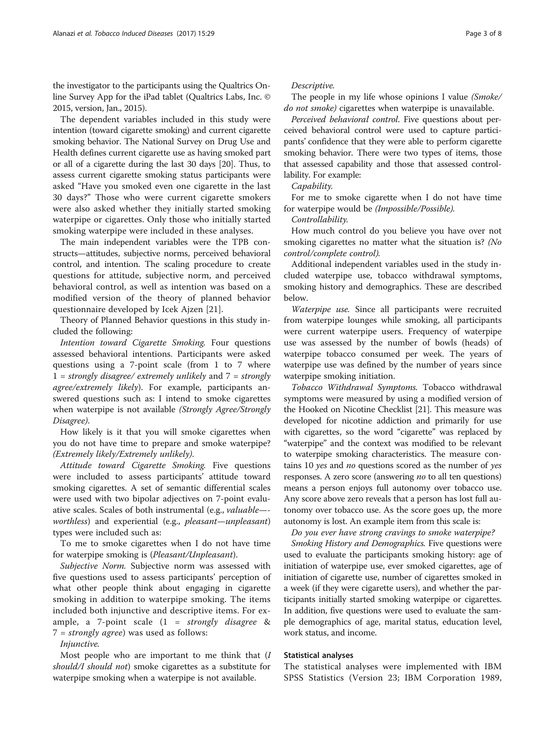the investigator to the participants using the Qualtrics Online Survey App for the iPad tablet (Qualtrics Labs, Inc. © 2015, version, Jan., 2015).

The dependent variables included in this study were intention (toward cigarette smoking) and current cigarette smoking behavior. The National Survey on Drug Use and Health defines current cigarette use as having smoked part or all of a cigarette during the last 30 days [20]. Thus, to assess current cigarette smoking status participants were asked "Have you smoked even one cigarette in the last 30 days?" Those who were current cigarette smokers were also asked whether they initially started smoking waterpipe or cigarettes. Only those who initially started smoking waterpipe were included in these analyses.

The main independent variables were the TPB constructs—attitudes, subjective norms, perceived behavioral control, and intention. The scaling procedure to create questions for attitude, subjective norm, and perceived behavioral control, as well as intention was based on a modified version of the theory of planned behavior questionnaire developed by Icek Ajzen [21].

Theory of Planned Behavior questions in this study included the following:

*Intention toward Cigarette Smoking.* Four questions assessed behavioral intentions. Participants were asked questions using a 7-point scale (from 1 to 7 where 1 = *strongly disagree/ extremely unlikely* and 7 = *strongly agree/extremely likely*). For example, participants answered questions such as: I intend to smoke cigarettes when waterpipe is not available *(Strongly Agree/Strongly Disagree)*.

How likely is it that you will smoke cigarettes when you do not have time to prepare and smoke waterpipe? *(Extremely likely/Extremely unlikely)*.

*Attitude toward Cigarette Smoking.* Five questions were included to assess participants' attitude toward smoking cigarettes. A set of semantic differential scales were used with two bipolar adjectives on 7-point evaluative scales. Scales of both instrumental (e.g., *valuable—worthless*) and experiential (e.g., *pleasant—unpleasant*) types were included such as:

To me to smoke cigarettes when I do not have time for waterpipe smoking is (*Pleasant/Unpleasant*).

*Subjective Norm.* Subjective norm was assessed with five questions used to assess participants' perception of what other people think about engaging in cigarette smoking in addition to waterpipe smoking. The items included both injunctive and descriptive items. For example, a 7-point scale (1 = *strongly disagree* & 7 = *strongly agree*) was used as follows:

*Injunctive.*

Most people who are important to me think that (*I should/I should not*) smoke cigarettes as a substitute for waterpipe smoking when a waterpipe is not available.

*Descriptive.*

The people in my life whose opinions I value *(Smoke/do not smoke)* cigarettes when waterpipe is unavailable.

*Perceived behavioral control.* Five questions about perceived behavioral control were used to capture participants' confidence that they were able to perform cigarette smoking behavior. There were two types of items, those that assessed capability and those that assessed controllability. For example:

*Capability.*

For me to smoke cigarette when I do not have time for waterpipe would be *(Impossible/Possible)*.

*Controllability.*

How much control do you believe you have over not smoking cigarettes no matter what the situation is? *(No control/complete control)*.

Additional independent variables used in the study included waterpipe use, tobacco withdrawal symptoms, smoking history and demographics. These are described below.

*Waterpipe use.* Since all participants were recruited from waterpipe lounges while smoking, all participants were current waterpipe users. Frequency of waterpipe use was assessed by the number of bowls (heads) of waterpipe tobacco consumed per week. The years of waterpipe use was defined by the number of years since waterpipe smoking initiation.

*Tobacco Withdrawal Symptoms.* Tobacco withdrawal symptoms were measured by using a modified version of the Hooked on Nicotine Checklist [21]. This measure was developed for nicotine addiction and primarily for use with cigarettes, so the word "cigarette" was replaced by "waterpipe" and the context was modified to be relevant to waterpipe smoking characteristics. The measure contains 10 *yes* and *no* questions scored as the number of *yes* responses. A zero score (answering *no* to all ten questions) means a person enjoys full autonomy over tobacco use. Any score above zero reveals that a person has lost full autonomy over tobacco use. As the score goes up, the more autonomy is lost. An example item from this scale is:

*Do you ever have strong cravings to smoke waterpipe?*

*Smoking History and Demographics.* Five questions were used to evaluate the participants smoking history: age of initiation of waterpipe use, ever smoked cigarettes, age of initiation of cigarette use, number of cigarettes smoked in a week (if they were cigarette users), and whether the participants initially started smoking waterpipe or cigarettes. In addition, five questions were used to evaluate the sample demographics of age, marital status, education level, work status, and income.

### Statistical analyses

The statistical analyses were implemented with IBM SPSS Statistics (Version 23; IBM Corporation 1989,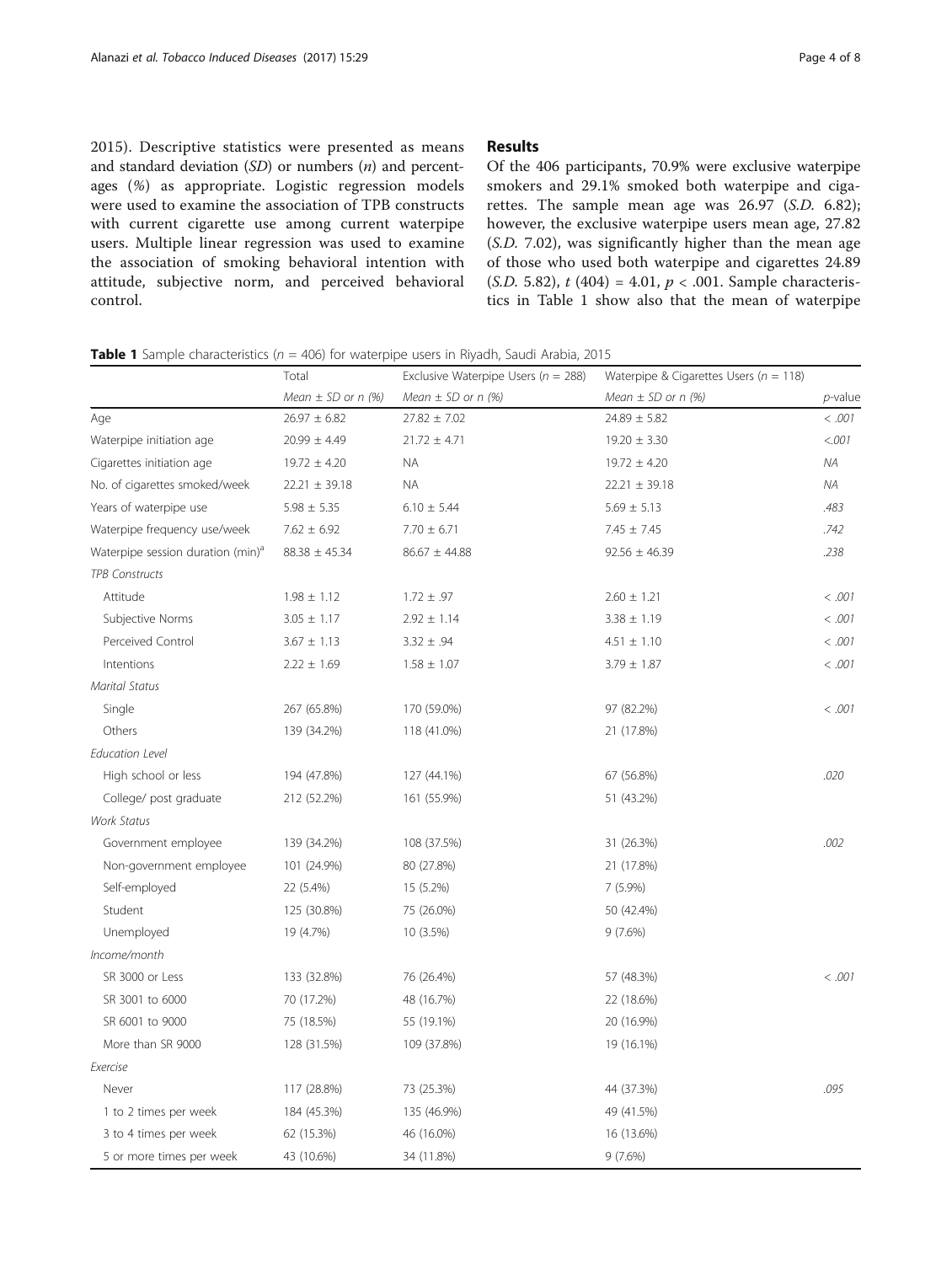2015). Descriptive statistics were presented as means and standard deviation (*SD*) or numbers (*n*) and percentages (*%*) as appropriate. Logistic regression models were used to examine the association of TPB constructs with current cigarette use among current waterpipe users. Multiple linear regression was used to examine the association of smoking behavioral intention with attitude, subjective norm, and perceived behavioral control.

## Results

Of the 406 participants, 70.9% were exclusive waterpipe smokers and 29.1% smoked both waterpipe and cigarettes. The sample mean age was 26.97 (*S.D.* 6.82); however, the exclusive waterpipe users mean age, 27.82 (*S.D.* 7.02), was significantly higher than the mean age of those who used both waterpipe and cigarettes 24.89 (*S.D.* 5.82), $t\ (404) = 4.01$, $p < .001$. Sample characteristics in Table 1 show also that the mean of waterpipe

**Table 1** Sample characteristics ($n = 406$) for waterpipe users in Riyadh, Saudi Arabia, 2015

| | Total | Exclusive Waterpipe Users ($n = 288$) | Waterpipe & Cigarettes Users ($n = 118$) | |
|---|---|---|---|---|
| | *Mean ± SD or n (%)* | *Mean ± SD or n (%)* | *Mean ± SD or n (%)* | *p*-value |
| Age | 26.97 ± 6.82 | 27.82 ± 7.02 | 24.89 ± 5.82 | < .001 |
| Waterpipe initiation age | 20.99 ± 4.49 | 21.72 ± 4.71 | 19.20 ± 3.30 | <.001 |
| Cigarettes initiation age | 19.72 ± 4.20 | NA | 19.72 ± 4.20 | NA |
| No. of cigarettes smoked/week | 22.21 ± 39.18 | NA | 22.21 ± 39.18 | NA |
| Years of waterpipe use | 5.98 ± 5.35 | 6.10 ± 5.44 | 5.69 ± 5.13 | .483 |
| Waterpipe frequency use/week | 7.62 ± 6.92 | 7.70 ± 6.71 | 7.45 ± 7.45 | .742 |
| Waterpipe session duration (min)[a] | 88.38 ± 45.34 | 86.67 ± 44.88 | 92.56 ± 46.39 | .238 |
| *TPB Constructs* | | | | |
| Attitude | 1.98 ± 1.12 | 1.72 ± .97 | 2.60 ± 1.21 | < .001 |
| Subjective Norms | 3.05 ± 1.17 | 2.92 ± 1.14 | 3.38 ± 1.19 | < .001 |
| Perceived Control | 3.67 ± 1.13 | 3.32 ± .94 | 4.51 ± 1.10 | < .001 |
| Intentions | 2.22 ± 1.69 | 1.58 ± 1.07 | 3.79 ± 1.87 | < .001 |
| *Marital Status* | | | | |
| Single | 267 (65.8%) | 170 (59.0%) | 97 (82.2%) | < .001 |
| Others | 139 (34.2%) | 118 (41.0%) | 21 (17.8%) | |
| *Education Level* | | | | |
| High school or less | 194 (47.8%) | 127 (44.1%) | 67 (56.8%) | .020 |
| College/ post graduate | 212 (52.2%) | 161 (55.9%) | 51 (43.2%) | |
| *Work Status* | | | | |
| Government employee | 139 (34.2%) | 108 (37.5%) | 31 (26.3%) | .002 |
| Non-government employee | 101 (24.9%) | 80 (27.8%) | 21 (17.8%) | |
| Self-employed | 22 (5.4%) | 15 (5.2%) | 7 (5.9%) | |
| Student | 125 (30.8%) | 75 (26.0%) | 50 (42.4%) | |
| Unemployed | 19 (4.7%) | 10 (3.5%) | 9 (7.6%) | |
| *Income/month* | | | | |
| SR 3000 or Less | 133 (32.8%) | 76 (26.4%) | 57 (48.3%) | < .001 |
| SR 3001 to 6000 | 70 (17.2%) | 48 (16.7%) | 22 (18.6%) | |
| SR 6001 to 9000 | 75 (18.5%) | 55 (19.1%) | 20 (16.9%) | |
| More than SR 9000 | 128 (31.5%) | 109 (37.8%) | 19 (16.1%) | |
| *Exercise* | | | | |
| Never | 117 (28.8%) | 73 (25.3%) | 44 (37.3%) | .095 |
| 1 to 2 times per week | 184 (45.3%) | 135 (46.9%) | 49 (41.5%) | |
| 3 to 4 times per week | 62 (15.3%) | 46 (16.0%) | 16 (13.6%) | |
| 5 or more times per week | 43 (10.6%) | 34 (11.8%) | 9 (7.6%) | |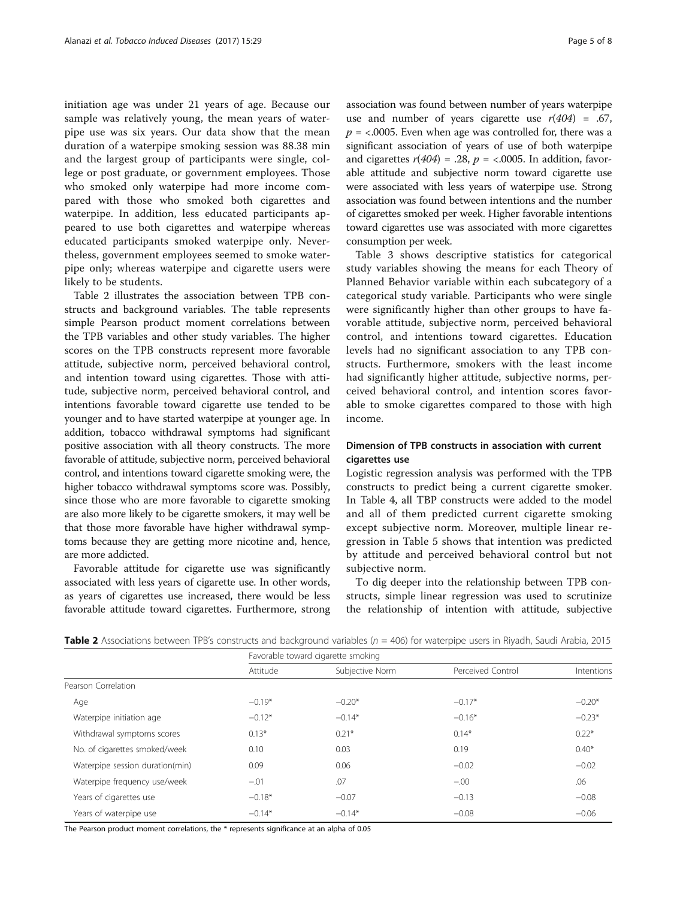initiation age was under 21 years of age. Because our sample was relatively young, the mean years of waterpipe use was six years. Our data show that the mean duration of a waterpipe smoking session was 88.38 min and the largest group of participants were single, college or post graduate, or government employees. Those who smoked only waterpipe had more income compared with those who smoked both cigarettes and waterpipe. In addition, less educated participants appeared to use both cigarettes and waterpipe whereas educated participants smoked waterpipe only. Nevertheless, government employees seemed to smoke waterpipe only; whereas waterpipe and cigarette users were likely to be students.

Table 2 illustrates the association between TPB constructs and background variables. The table represents simple Pearson product moment correlations between the TPB variables and other study variables. The higher scores on the TPB constructs represent more favorable attitude, subjective norm, perceived behavioral control, and intention toward using cigarettes. Those with attitude, subjective norm, perceived behavioral control, and intentions favorable toward cigarette use tended to be younger and to have started waterpipe at younger age. In addition, tobacco withdrawal symptoms had significant positive association with all theory constructs. The more favorable of attitude, subjective norm, perceived behavioral control, and intentions toward cigarette smoking were, the higher tobacco withdrawal symptoms score was. Possibly, since those who are more favorable to cigarette smoking are also more likely to be cigarette smokers, it may well be that those more favorable have higher withdrawal symptoms because they are getting more nicotine and, hence, are more addicted.

Favorable attitude for cigarette use was significantly associated with less years of cigarette use. In other words, as years of cigarettes use increased, there would be less favorable attitude toward cigarettes. Furthermore, strong association was found between number of years waterpipe use and number of years cigarette use $r(404) = .67$, $p = <.0005$. Even when age was controlled for, there was a significant association of years of use of both waterpipe and cigarettes $r(404) = .28$, $p = <.0005$. In addition, favorable attitude and subjective norm toward cigarette use were associated with less years of waterpipe use. Strong association was found between intentions and the number of cigarettes smoked per week. Higher favorable intentions toward cigarettes use was associated with more cigarettes consumption per week.

Table 3 shows descriptive statistics for categorical study variables showing the means for each Theory of Planned Behavior variable within each subcategory of a categorical study variable. Participants who were single were significantly higher than other groups to have favorable attitude, subjective norm, perceived behavioral control, and intentions toward cigarettes. Education levels had no significant association to any TPB constructs. Furthermore, smokers with the least income had significantly higher attitude, subjective norms, perceived behavioral control, and intention scores favorable to smoke cigarettes compared to those with high income.

## Dimension of TPB constructs in association with current cigarettes use

Logistic regression analysis was performed with the TPB constructs to predict being a current cigarette smoker. In Table 4, all TBP constructs were added to the model and all of them predicted current cigarette smoking except subjective norm. Moreover, multiple linear regression in Table 5 shows that intention was predicted by attitude and perceived behavioral control but not subjective norm.

To dig deeper into the relationship between TPB constructs, simple linear regression was used to scrutinize the relationship of intention with attitude, subjective

**Table 2** Associations between TPB's constructs and background variables ($n$ = 406) for waterpipe users in Riyadh, Saudi Arabia, 2015

| | Favorable toward cigarette smoking | | | |
|---|---|---|---|---|
| | Attitude | Subjective Norm | Perceived Control | Intentions |
| Pearson Correlation | | | | |
| Age | −0.19* | −0.20* | −0.17* | −0.20* |
| Waterpipe initiation age | −0.12* | −0.14* | −0.16* | −0.23* |
| Withdrawal symptoms scores | 0.13* | 0.21* | 0.14* | 0.22* |
| No. of cigarettes smoked/week | 0.10 | 0.03 | 0.19 | 0.40* |
| Waterpipe session duration(min) | 0.09 | 0.06 | −0.02 | −0.02 |
| Waterpipe frequency use/week | −.01 | .07 | −.00 | .06 |
| Years of cigarettes use | −0.18* | −0.07 | −0.13 | −0.08 |
| Years of waterpipe use | −0.14* | −0.14* | −0.08 | −0.06 |

The Pearson product moment correlations, the * represents significance at an alpha of 0.05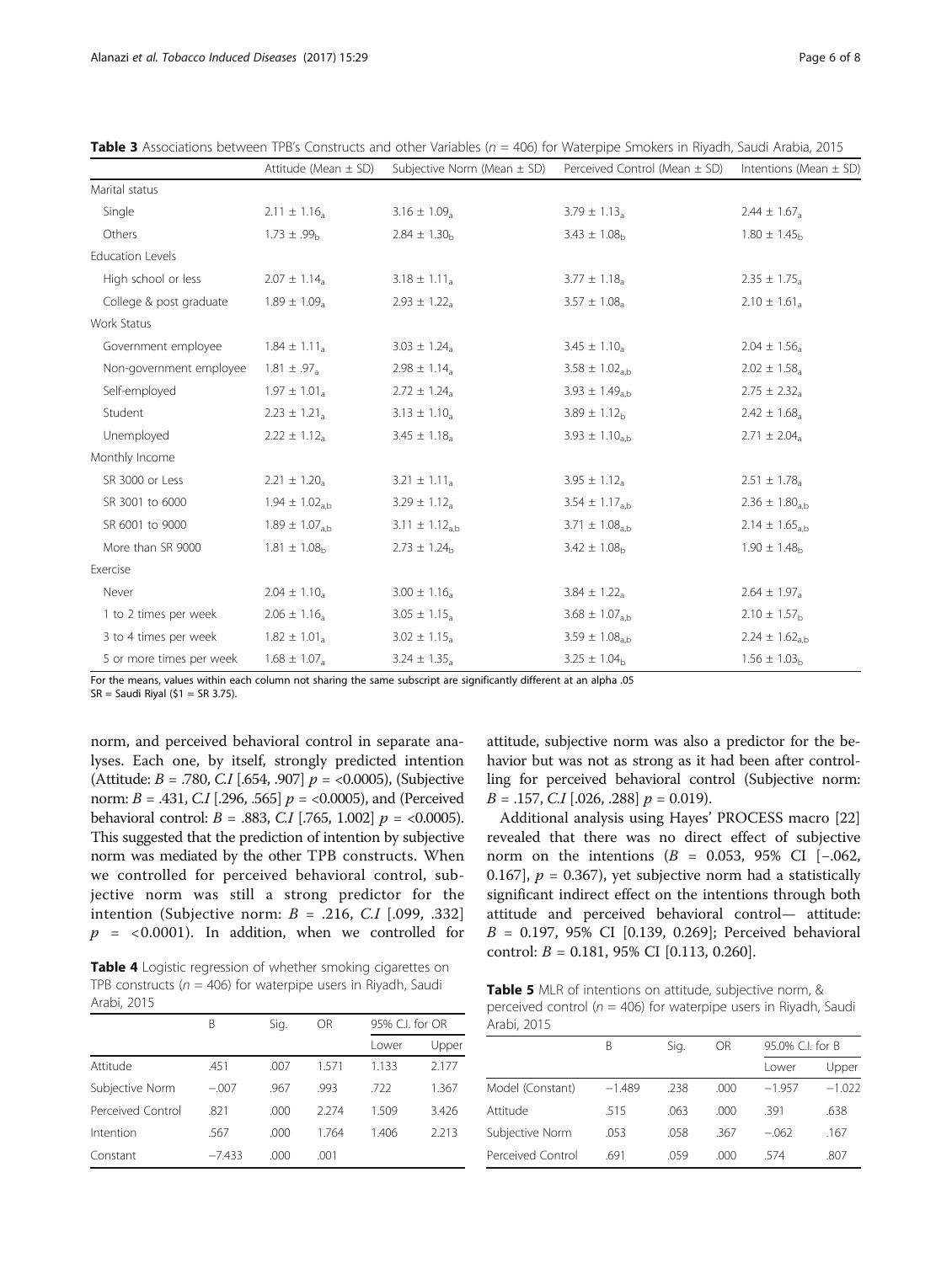**Table 3** Associations between TPB's Constructs and other Variables ($n$ = 406) for Waterpipe Smokers in Riyadh, Saudi Arabia, 2015

| | Attitude (Mean ± SD) | Subjective Norm (Mean ± SD) | Perceived Control (Mean ± SD) | Intentions (Mean ± SD) |
|---|---|---|---|---|
| Marital status | | | | |
| Single | $2.11 \pm 1.16_a$ | $3.16 \pm 1.09_a$ | $3.79 \pm 1.13_a$ | $2.44 \pm 1.67_a$ |
| Others | $1.73 \pm .99_b$ | $2.84 \pm 1.30_b$ | $3.43 \pm 1.08_b$ | $1.80 \pm 1.45_b$ |
| Education Levels | | | | |
| High school or less | $2.07 \pm 1.14_a$ | $3.18 \pm 1.11_a$ | $3.77 \pm 1.18_a$ | $2.35 \pm 1.75_a$ |
| College & post graduate | $1.89 \pm 1.09_a$ | $2.93 \pm 1.22_a$ | $3.57 \pm 1.08_a$ | $2.10 \pm 1.61_a$ |
| Work Status | | | | |
| Government employee | $1.84 \pm 1.11_a$ | $3.03 \pm 1.24_a$ | $3.45 \pm 1.10_a$ | $2.04 \pm 1.56_a$ |
| Non-government employee | $1.81 \pm .97_a$ | $2.98 \pm 1.14_a$ | $3.58 \pm 1.02_{a,b}$ | $2.02 \pm 1.58_a$ |
| Self-employed | $1.97 \pm 1.01_a$ | $2.72 \pm 1.24_a$ | $3.93 \pm 1.49_{a,b}$ | $2.75 \pm 2.32_a$ |
| Student | $2.23 \pm 1.21_a$ | $3.13 \pm 1.10_a$ | $3.89 \pm 1.12_b$ | $2.42 \pm 1.68_a$ |
| Unemployed | $2.22 \pm 1.12_a$ | $3.45 \pm 1.18_a$ | $3.93 \pm 1.10_{a,b}$ | $2.71 \pm 2.04_a$ |
| Monthly Income | | | | |
| SR 3000 or Less | $2.21 \pm 1.20_a$ | $3.21 \pm 1.11_a$ | $3.95 \pm 1.12_a$ | $2.51 \pm 1.78_a$ |
| SR 3001 to 6000 | $1.94 \pm 1.02_{a,b}$ | $3.29 \pm 1.12_a$ | $3.54 \pm 1.17_{a,b}$ | $2.36 \pm 1.80_{a,b}$ |
| SR 6001 to 9000 | $1.89 \pm 1.07_{a,b}$ | $3.11 \pm 1.12_{a,b}$ | $3.71 \pm 1.08_{a,b}$ | $2.14 \pm 1.65_{a,b}$ |
| More than SR 9000 | $1.81 \pm 1.08_b$ | $2.73 \pm 1.24_b$ | $3.42 \pm 1.08_b$ | $1.90 \pm 1.48_b$ |
| Exercise | | | | |
| Never | $2.04 \pm 1.10_a$ | $3.00 \pm 1.16_a$ | $3.84 \pm 1.22_a$ | $2.64 \pm 1.97_a$ |
| 1 to 2 times per week | $2.06 \pm 1.16_a$ | $3.05 \pm 1.15_a$ | $3.68 \pm 1.07_{a,b}$ | $2.10 \pm 1.57_b$ |
| 3 to 4 times per week | $1.82 \pm 1.01_a$ | $3.02 \pm 1.15_a$ | $3.59 \pm 1.08_{a,b}$ | $2.24 \pm 1.62_{a,b}$ |
| 5 or more times per week | $1.68 \pm 1.07_a$ | $3.24 \pm 1.35_a$ | $3.25 \pm 1.04_b$ | $1.56 \pm 1.03_b$ |

For the means, values within each column not sharing the same subscript are significantly different at an alpha .05
SR = Saudi Riyal ($1 = SR 3.75).

norm, and perceived behavioral control in separate analyses. Each one, by itself, strongly predicted intention (Attitude: $B$ = .780, $C.I$ [.654, .907] $p$ = <0.0005), (Subjective norm: $B$ = .431, $C.I$ [.296, .565] $p$ = <0.0005), and (Perceived behavioral control: $B$ = .883, $C.I$ [.765, 1.002] $p$ = <0.0005). This suggested that the prediction of intention by subjective norm was mediated by the other TPB constructs. When we controlled for perceived behavioral control, subjective norm was still a strong predictor for the intention (Subjective norm: $B$ = .216, $C.I$ [.099, .332] $p$ = <0.0001). In addition, when we controlled for attitude, subjective norm was also a predictor for the behavior but was not as strong as it had been after controlling for perceived behavioral control (Subjective norm: $B$ = .157, $C.I$ [.026, .288] $p$ = 0.019).

Additional analysis using Hayes' PROCESS macro [22] revealed that there was no direct effect of subjective norm on the intentions ($B$ = 0.053, 95% CI [−.062, 0.167], $p$ = 0.367), yet subjective norm had a statistically significant indirect effect on the intentions through both attitude and perceived behavioral control— attitude: $B$ = 0.197, 95% CI [0.139, 0.269]; Perceived behavioral control: $B$ = 0.181, 95% CI [0.113, 0.260].

**Table 4** Logistic regression of whether smoking cigarettes on TPB constructs ($n$ = 406) for waterpipe users in Riyadh, Saudi Arabi, 2015

| | B | Sig. | OR | 95% C.I. for OR | |
|---|---|---|---|---|---|
| | | | | Lower | Upper |
| Attitude | .451 | .007 | 1.571 | 1.133 | 2.177 |
| Subjective Norm | −.007 | .967 | .993 | .722 | 1.367 |
| Perceived Control | .821 | .000 | 2.274 | 1.509 | 3.426 |
| Intention | .567 | .000 | 1.764 | 1.406 | 2.213 |
| Constant | −7.433 | .000 | .001 | | |

**Table 5** MLR of intentions on attitude, subjective norm, & perceived control ($n$ = 406) for waterpipe users in Riyadh, Saudi Arabi, 2015

| | B | Sig. | OR | 95.0% C.I. for B | |
|---|---|---|---|---|---|
| | | | | Lower | Upper |
| Model (Constant) | −1.489 | .238 | .000 | −1.957 | −1.022 |
| Attitude | .515 | .063 | .000 | .391 | .638 |
| Subjective Norm | .053 | .058 | .367 | −.062 | .167 |
| Perceived Control | .691 | .059 | .000 | .574 | .807 |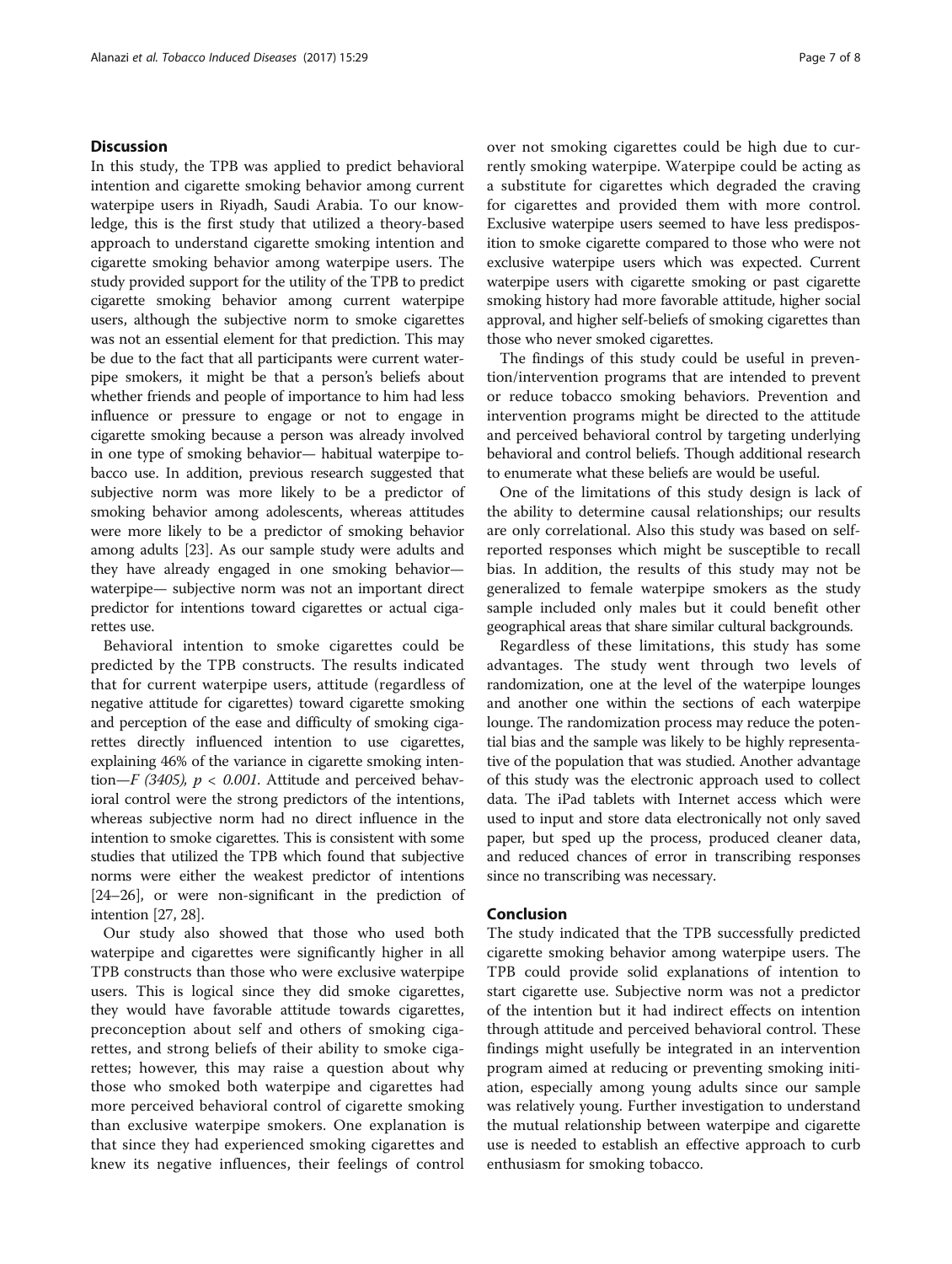## Discussion

In this study, the TPB was applied to predict behavioral intention and cigarette smoking behavior among current waterpipe users in Riyadh, Saudi Arabia. To our knowledge, this is the first study that utilized a theory-based approach to understand cigarette smoking intention and cigarette smoking behavior among waterpipe users. The study provided support for the utility of the TPB to predict cigarette smoking behavior among current waterpipe users, although the subjective norm to smoke cigarettes was not an essential element for that prediction. This may be due to the fact that all participants were current waterpipe smokers, it might be that a person's beliefs about whether friends and people of importance to him had less influence or pressure to engage or not to engage in cigarette smoking because a person was already involved in one type of smoking behavior— habitual waterpipe tobacco use. In addition, previous research suggested that subjective norm was more likely to be a predictor of smoking behavior among adolescents, whereas attitudes were more likely to be a predictor of smoking behavior among adults [23]. As our sample study were adults and they have already engaged in one smoking behavior— waterpipe— subjective norm was not an important direct predictor for intentions toward cigarettes or actual cigarettes use.

Behavioral intention to smoke cigarettes could be predicted by the TPB constructs. The results indicated that for current waterpipe users, attitude (regardless of negative attitude for cigarettes) toward cigarette smoking and perception of the ease and difficulty of smoking cigarettes directly influenced intention to use cigarettes, explaining 46% of the variance in cigarette smoking intention—$F$ *(3405)*, $p < 0.001$. Attitude and perceived behavioral control were the strong predictors of the intentions, whereas subjective norm had no direct influence in the intention to smoke cigarettes. This is consistent with some studies that utilized the TPB which found that subjective norms were either the weakest predictor of intentions [24–26], or were non-significant in the prediction of intention [27, 28].

Our study also showed that those who used both waterpipe and cigarettes were significantly higher in all TPB constructs than those who were exclusive waterpipe users. This is logical since they did smoke cigarettes, they would have favorable attitude towards cigarettes, preconception about self and others of smoking cigarettes, and strong beliefs of their ability to smoke cigarettes; however, this may raise a question about why those who smoked both waterpipe and cigarettes had more perceived behavioral control of cigarette smoking than exclusive waterpipe smokers. One explanation is that since they had experienced smoking cigarettes and knew its negative influences, their feelings of control over not smoking cigarettes could be high due to currently smoking waterpipe. Waterpipe could be acting as a substitute for cigarettes which degraded the craving for cigarettes and provided them with more control. Exclusive waterpipe users seemed to have less predisposition to smoke cigarette compared to those who were not exclusive waterpipe users which was expected. Current waterpipe users with cigarette smoking or past cigarette smoking history had more favorable attitude, higher social approval, and higher self-beliefs of smoking cigarettes than those who never smoked cigarettes.

The findings of this study could be useful in prevention/intervention programs that are intended to prevent or reduce tobacco smoking behaviors. Prevention and intervention programs might be directed to the attitude and perceived behavioral control by targeting underlying behavioral and control beliefs. Though additional research to enumerate what these beliefs are would be useful.

One of the limitations of this study design is lack of the ability to determine causal relationships; our results are only correlational. Also this study was based on self-reported responses which might be susceptible to recall bias. In addition, the results of this study may not be generalized to female waterpipe smokers as the study sample included only males but it could benefit other geographical areas that share similar cultural backgrounds.

Regardless of these limitations, this study has some advantages. The study went through two levels of randomization, one at the level of the waterpipe lounges and another one within the sections of each waterpipe lounge. The randomization process may reduce the potential bias and the sample was likely to be highly representative of the population that was studied. Another advantage of this study was the electronic approach used to collect data. The iPad tablets with Internet access which were used to input and store data electronically not only saved paper, but sped up the process, produced cleaner data, and reduced chances of error in transcribing responses since no transcribing was necessary.

## Conclusion

The study indicated that the TPB successfully predicted cigarette smoking behavior among waterpipe users. The TPB could provide solid explanations of intention to start cigarette use. Subjective norm was not a predictor of the intention but it had indirect effects on intention through attitude and perceived behavioral control. These findings might usefully be integrated in an intervention program aimed at reducing or preventing smoking initiation, especially among young adults since our sample was relatively young. Further investigation to understand the mutual relationship between waterpipe and cigarette use is needed to establish an effective approach to curb enthusiasm for smoking tobacco.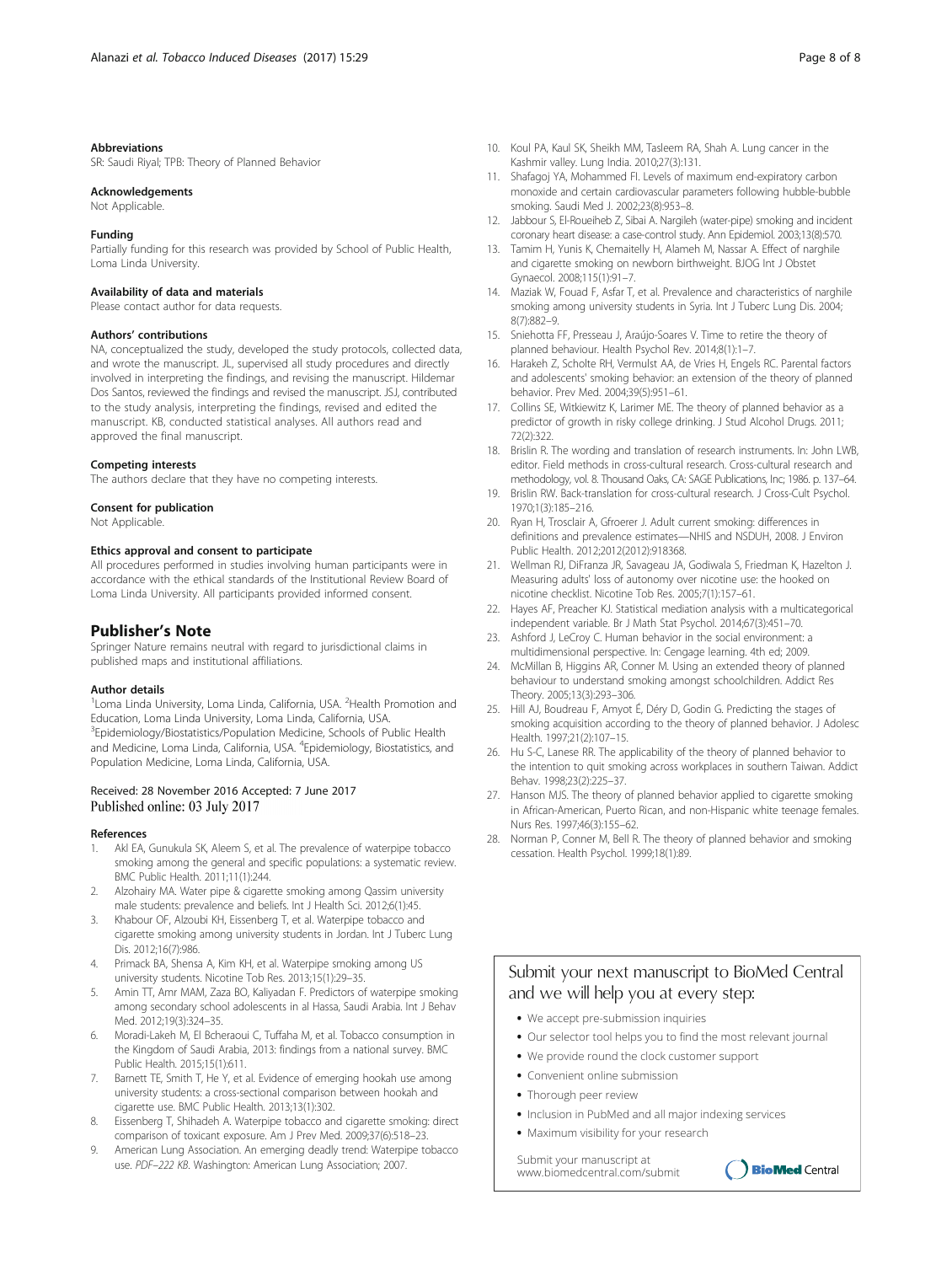### Abbreviations

SR: Saudi Riyal; TPB: Theory of Planned Behavior

### Acknowledgements

Not Applicable.

### Funding

Partially funding for this research was provided by School of Public Health, Loma Linda University.

### Availability of data and materials

Please contact author for data requests.

### Authors' contributions

NA, conceptualized the study, developed the study protocols, collected data, and wrote the manuscript. JL, supervised all study procedures and directly involved in interpreting the findings, and revising the manuscript. Hildemar Dos Santos, reviewed the findings and revised the manuscript. JSJ, contributed to the study analysis, interpreting the findings, revised and edited the manuscript. KB, conducted statistical analyses. All authors read and approved the final manuscript.

### Competing interests

The authors declare that they have no competing interests.

### Consent for publication

Not Applicable.

### Ethics approval and consent to participate

All procedures performed in studies involving human participants were in accordance with the ethical standards of the Institutional Review Board of Loma Linda University. All participants provided informed consent.

## Publisher's Note

Springer Nature remains neutral with regard to jurisdictional claims in published maps and institutional affiliations.

### Author details

[1]Loma Linda University, Loma Linda, California, USA. [2]Health Promotion and Education, Loma Linda University, Loma Linda, California, USA. [3]Epidemiology/Biostatistics/Population Medicine, Schools of Public Health and Medicine, Loma Linda, California, USA. [4]Epidemiology, Biostatistics, and Population Medicine, Loma Linda, California, USA.

Received: 28 November 2016 Accepted: 7 June 2017
Published online: 03 July 2017

### References

1. Akl EA, Gunukula SK, Aleem S, et al. The prevalence of waterpipe tobacco smoking among the general and specific populations: a systematic review. BMC Public Health. 2011;11(1):244.
2. Alzohairy MA. Water pipe & cigarette smoking among Qassim university male students: prevalence and beliefs. Int J Health Sci. 2012;6(1):45.
3. Khabour OF, Alzoubi KH, Eissenberg T, et al. Waterpipe tobacco and cigarette smoking among university students in Jordan. Int J Tuberc Lung Dis. 2012;16(7):986.
4. Primack BA, Shensa A, Kim KH, et al. Waterpipe smoking among US university students. Nicotine Tob Res. 2013;15(1):29–35.
5. Amin TT, Amr MAM, Zaza BO, Kaliyadan F. Predictors of waterpipe smoking among secondary school adolescents in al Hassa, Saudi Arabia. Int J Behav Med. 2012;19(3):324–35.
6. Moradi-Lakeh M, El Bcheraoui C, Tuffaha M, et al. Tobacco consumption in the Kingdom of Saudi Arabia, 2013: findings from a national survey. BMC Public Health. 2015;15(1):611.
7. Barnett TE, Smith T, He Y, et al. Evidence of emerging hookah use among university students: a cross-sectional comparison between hookah and cigarette use. BMC Public Health. 2013;13(1):302.
8. Eissenberg T, Shihadeh A. Waterpipe tobacco and cigarette smoking: direct comparison of toxicant exposure. Am J Prev Med. 2009;37(6):518–23.
9. American Lung Association. An emerging deadly trend: Waterpipe tobacco use. *PDF–222 KB*. Washington: American Lung Association; 2007.
10. Koul PA, Kaul SK, Sheikh MM, Tasleem RA, Shah A. Lung cancer in the Kashmir valley. Lung India. 2010;27(3):131.
11. Shafagoj YA, Mohammed FI. Levels of maximum end-expiratory carbon monoxide and certain cardiovascular parameters following hubble-bubble smoking. Saudi Med J. 2002;23(8):953–8.
12. Jabbour S, El-Roueiheb Z, Sibai A. Nargileh (water-pipe) smoking and incident coronary heart disease: a case-control study. Ann Epidemiol. 2003;13(8):570.
13. Tamim H, Yunis K, Chemaitelly H, Alameh M, Nassar A. Effect of narghile and cigarette smoking on newborn birthweight. BJOG Int J Obstet Gynaecol. 2008;115(1):91–7.
14. Maziak W, Fouad F, Asfar T, et al. Prevalence and characteristics of narghile smoking among university students in Syria. Int J Tuberc Lung Dis. 2004; 8(7):882–9.
15. Sniehotta FF, Presseau J, Araújo-Soares V. Time to retire the theory of planned behaviour. Health Psychol Rev. 2014;8(1):1–7.
16. Harakeh Z, Scholte RH, Vermulst AA, de Vries H, Engels RC. Parental factors and adolescents' smoking behavior: an extension of the theory of planned behavior. Prev Med. 2004;39(5):951–61.
17. Collins SE, Witkiewitz K, Larimer ME. The theory of planned behavior as a predictor of growth in risky college drinking. J Stud Alcohol Drugs. 2011; 72(2):322.
18. Brislin R. The wording and translation of research instruments. In: John LWB, editor. Field methods in cross-cultural research. Cross-cultural research and methodology, vol. 8. Thousand Oaks, CA: SAGE Publications, Inc; 1986. p. 137–64.
19. Brislin RW. Back-translation for cross-cultural research. J Cross-Cult Psychol. 1970;1(3):185–216.
20. Ryan H, Trosclair A, Gfroerer J. Adult current smoking: differences in definitions and prevalence estimates—NHIS and NSDUH, 2008. J Environ Public Health. 2012;2012(2012):918368.
21. Wellman RJ, DiFranza JR, Savageau JA, Godiwala S, Friedman K, Hazelton J. Measuring adults' loss of autonomy over nicotine use: the hooked on nicotine checklist. Nicotine Tob Res. 2005;7(1):157–61.
22. Hayes AF, Preacher KJ. Statistical mediation analysis with a multicategorical independent variable. Br J Math Stat Psychol. 2014;67(3):451–70.
23. Ashford J, LeCroy C. Human behavior in the social environment: a multidimensional perspective. In: Cengage learning. 4th ed; 2009.
24. McMillan B, Higgins AR, Conner M. Using an extended theory of planned behaviour to understand smoking amongst schoolchildren. Addict Res Theory. 2005;13(3):293–306.
25. Hill AJ, Boudreau F, Amyot É, Déry D, Godin G. Predicting the stages of smoking acquisition according to the theory of planned behavior. J Adolesc Health. 1997;21(2):107–15.
26. Hu S-C, Lanese RR. The applicability of the theory of planned behavior to the intention to quit smoking across workplaces in southern Taiwan. Addict Behav. 1998;23(2):225–37.
27. Hanson MJS. The theory of planned behavior applied to cigarette smoking in African-American, Puerto Rican, and non-Hispanic white teenage females. Nurs Res. 1997;46(3):155–62.
28. Norman P, Conner M, Bell R. The theory of planned behavior and smoking cessation. Health Psychol. 1999;18(1):89.

Submit your next manuscript to BioMed Central and we will help you at every step:

- We accept pre-submission inquiries
- Our selector tool helps you to find the most relevant journal
- We provide round the clock customer support
- Convenient online submission
- Thorough peer review
- Inclusion in PubMed and all major indexing services
- Maximum visibility for your research

Submit your manuscript at
www.biomedcentral.com/submit

BioMed Central